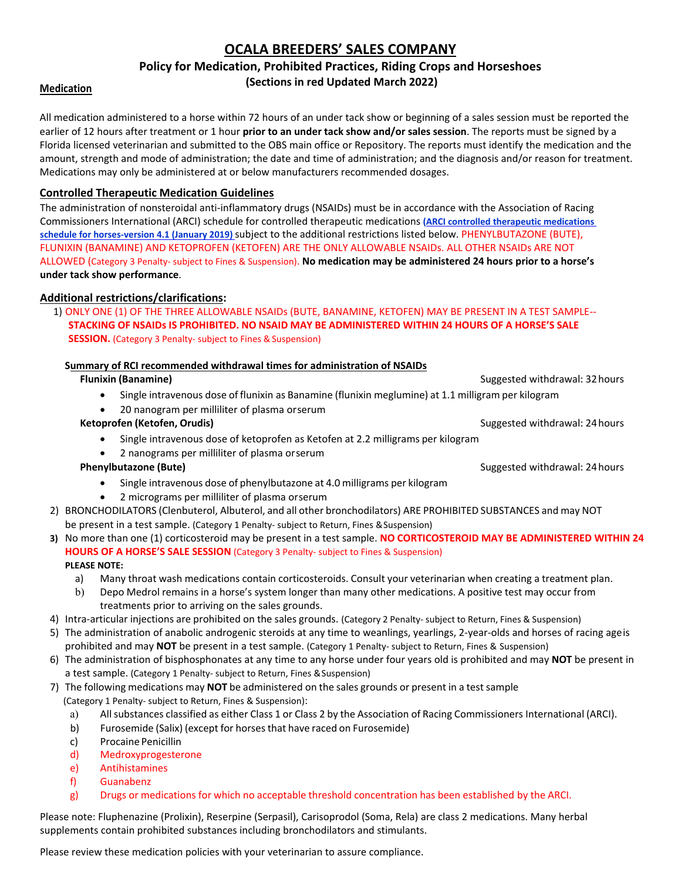# OCALA BREEDERS' SALES COMPANY

## Policy for Medication, Prohibited Practices, Riding Crops and Horseshoes

**(Sections in red Updated March 2022)**

### Medication

All medication administered to a horse within 72 hours of an under tack show or beginning of a sales session must be reported the earlier of 12 hours after treatment or 1 hour **prior to an under tack show and/or sales session**. The reports must be signed by a Florida licensed veterinarian and submitted to the OBS main office or Repository. The reports must identify the medication and the amount, strength and mode of administration; the date and time of administration; and the diagnosis and/or reason for treatment. Medications may only be administered at or below manufacturers recommended dosages.

### Controlled Therapeutic Medication Guidelines

The administration of nonsteroidal anti-inflammatory drugs (NSAIDs) must be in accordance with the Association of Racing Commissioners International (ARCI) schedule for controlled therapeutic medications **(ARCI controlled therapeutic medications schedule for horses-version 4.1 (January 2019)** subject to the additional restrictions listed below. PHENYLBUTAZONE (BUTE), FLUNIXIN (BANAMINE) AND KETOPROFEN (KETOFEN) ARE THE ONLY ALLOWABLE NSAIDs. ALL OTHER NSAIDs ARE NOT ALLOWED (Category 3 Penalty- subject to Fines & Suspension). **No medication may be administered 24 hours prior to a horse's under tack show performance**.

### Additional restrictions/clarifications:

1) ONLY ONE (1) OF THE THREE ALLOWABLE NSAIDs (BUTE, BANAMINE, KETOFEN) MAY BE PRESENT IN A TEST SAMPLE-- **STACKING OF NSAIDs IS PROHIBITED. NO NSAID MAY BE ADMINISTERED WITHIN 24 HOURS OF A HORSE'S SALE SESSION.** (Category 3 Penalty- subject to Fines & Suspension)

   **Summary of RCI recommended withdrawal times for administration of NSAIDs**

   **Flunixin (Banamine)** — Suggested withdrawal: 32 hours
   - Single intravenous dose of flunixin as Banamine (flunixin meglumine) at 1.1 milligram per kilogram
   - 20 nanogram per milliliter of plasma or serum

   **Ketoprofen (Ketofen, Orudis)** — Suggested withdrawal: 24 hours
   - Single intravenous dose of ketoprofen as Ketofen at 2.2 milligrams per kilogram
   - 2 nanograms per milliliter of plasma or serum

   **Phenylbutazone (Bute)** — Suggested withdrawal: 24 hours
   - Single intravenous dose of phenylbutazone at 4.0 milligrams per kilogram
   - 2 micrograms per milliliter of plasma or serum

2) BRONCHODILATORS (Clenbuterol, Albuterol, and all other bronchodilators) ARE PROHIBITED SUBSTANCES and may NOT be present in a test sample. (Category 1 Penalty- subject to Return, Fines & Suspension)
3) No more than one (1) corticosteroid may be present in a test sample. **NO CORTICOSTEROID MAY BE ADMINISTERED WITHIN 24 HOURS OF A HORSE'S SALE SESSION** (Category 3 Penalty- subject to Fines & Suspension)

   **PLEASE NOTE:**

   a) Many throat wash medications contain corticosteroids. Consult your veterinarian when creating a treatment plan.
   b) Depo Medrol remains in a horse's system longer than many other medications. A positive test may occur from treatments prior to arriving on the sales grounds.
4) Intra-articular injections are prohibited on the sales grounds. (Category 2 Penalty- subject to Return, Fines & Suspension)
5) The administration of anabolic androgenic steroids at any time to weanlings, yearlings, 2-year-olds and horses of racing age is prohibited and may **NOT** be present in a test sample. (Category 1 Penalty- subject to Return, Fines & Suspension)
6) The administration of bisphosphonates at any time to any horse under four years old is prohibited and may **NOT** be present in a test sample. (Category 1 Penalty- subject to Return, Fines & Suspension)
7) The following medications may **NOT** be administered on the sales grounds or present in a test sample (Category 1 Penalty- subject to Return, Fines & Suspension):
   a) All substances classified as either Class 1 or Class 2 by the Association of Racing Commissioners International (ARCI).
   b) Furosemide (Salix) (except for horses that have raced on Furosemide)
   c) Procaine Penicillin
   d) Medroxyprogesterone
   e) Antihistamines
   f) Guanabenz
   g) Drugs or medications for which no acceptable threshold concentration has been established by the ARCI.

Please note: Fluphenazine (Prolixin), Reserpine (Serpasil), Carisoprodol (Soma, Rela) are class 2 medications. Many herbal supplements contain prohibited substances including bronchodilators and stimulants.

Please review these medication policies with your veterinarian to assure compliance.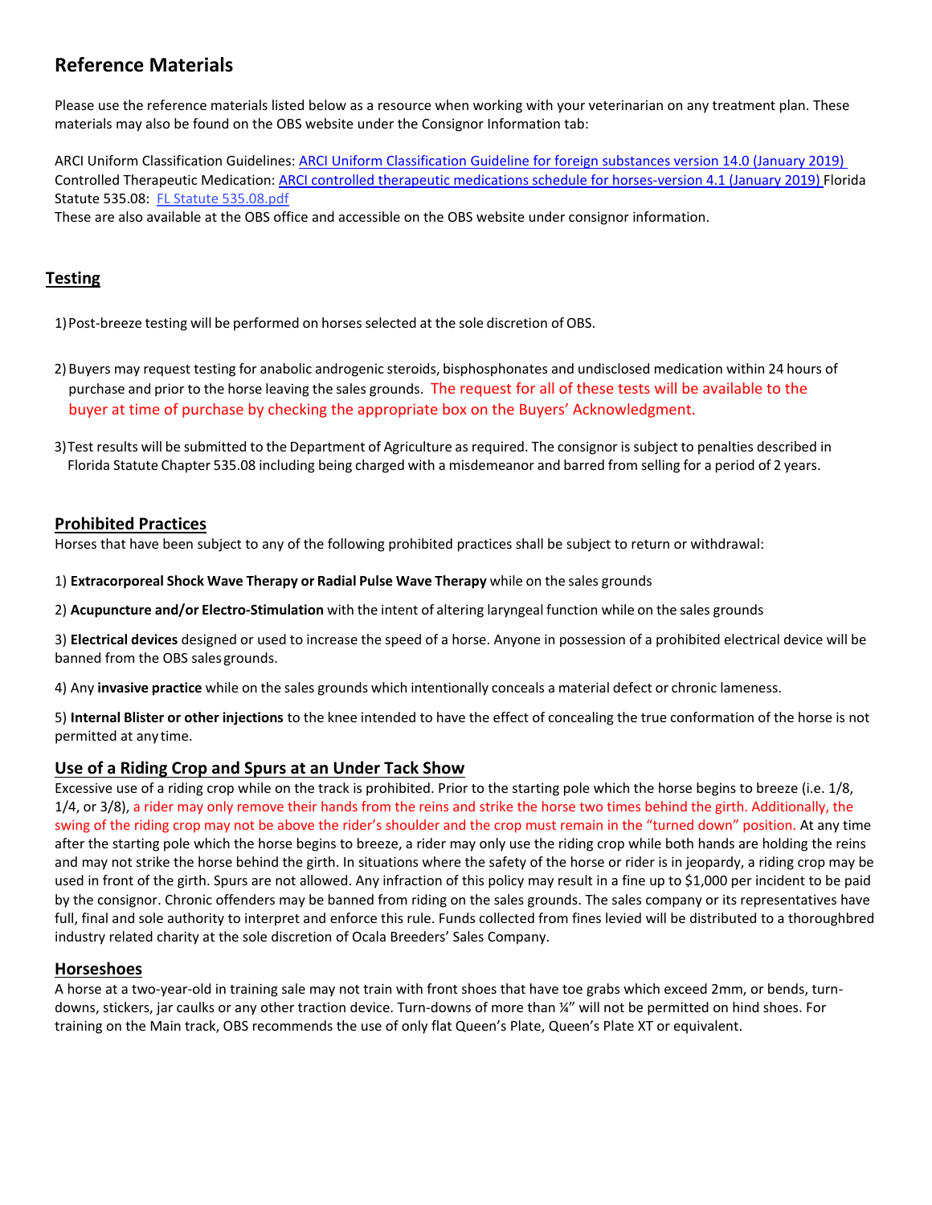## Reference Materials

Please use the reference materials listed below as a resource when working with your veterinarian on any treatment plan. These materials may also be found on the OBS website under the Consignor Information tab:

ARCI Uniform Classification Guidelines: ARCI Uniform Classification Guideline for foreign substances version 14.0 (January 2019)
Controlled Therapeutic Medication: ARCI controlled therapeutic medications schedule for horses-version 4.1 (January 2019) Florida Statute 535.08: FL Statute 535.08.pdf
These are also available at the OBS office and accessible on the OBS website under consignor information.

## Testing

1) Post-breeze testing will be performed on horses selected at the sole discretion of OBS.

2) Buyers may request testing for anabolic androgenic steroids, bisphosphonates and undisclosed medication within 24 hours of purchase and prior to the horse leaving the sales grounds. The request for all of these tests will be available to the buyer at time of purchase by checking the appropriate box on the Buyers' Acknowledgment.

3) Test results will be submitted to the Department of Agriculture as required. The consignor is subject to penalties described in Florida Statute Chapter 535.08 including being charged with a misdemeanor and barred from selling for a period of 2 years.

## Prohibited Practices

Horses that have been subject to any of the following prohibited practices shall be subject to return or withdrawal:

1) **Extracorporeal Shock Wave Therapy or Radial Pulse Wave Therapy** while on the sales grounds

2) **Acupuncture and/or Electro-Stimulation** with the intent of altering laryngeal function while on the sales grounds

3) **Electrical devices** designed or used to increase the speed of a horse. Anyone in possession of a prohibited electrical device will be banned from the OBS sales grounds.

4) Any **invasive practice** while on the sales grounds which intentionally conceals a material defect or chronic lameness.

5) **Internal Blister or other injections** to the knee intended to have the effect of concealing the true conformation of the horse is not permitted at any time.

## Use of a Riding Crop and Spurs at an Under Tack Show

Excessive use of a riding crop while on the track is prohibited. Prior to the starting pole which the horse begins to breeze (i.e. 1/8, 1/4, or 3/8), a rider may only remove their hands from the reins and strike the horse two times behind the girth. Additionally, the swing of the riding crop may not be above the rider's shoulder and the crop must remain in the "turned down" position. At any time after the starting pole which the horse begins to breeze, a rider may only use the riding crop while both hands are holding the reins and may not strike the horse behind the girth. In situations where the safety of the horse or rider is in jeopardy, a riding crop may be used in front of the girth. Spurs are not allowed. Any infraction of this policy may result in a fine up to $1,000 per incident to be paid by the consignor. Chronic offenders may be banned from riding on the sales grounds. The sales company or its representatives have full, final and sole authority to interpret and enforce this rule. Funds collected from fines levied will be distributed to a thoroughbred industry related charity at the sole discretion of Ocala Breeders' Sales Company.

## Horseshoes

A horse at a two-year-old in training sale may not train with front shoes that have toe grabs which exceed 2mm, or bends, turn-downs, stickers, jar caulks or any other traction device. Turn-downs of more than ¼" will not be permitted on hind shoes. For training on the Main track, OBS recommends the use of only flat Queen's Plate, Queen's Plate XT or equivalent.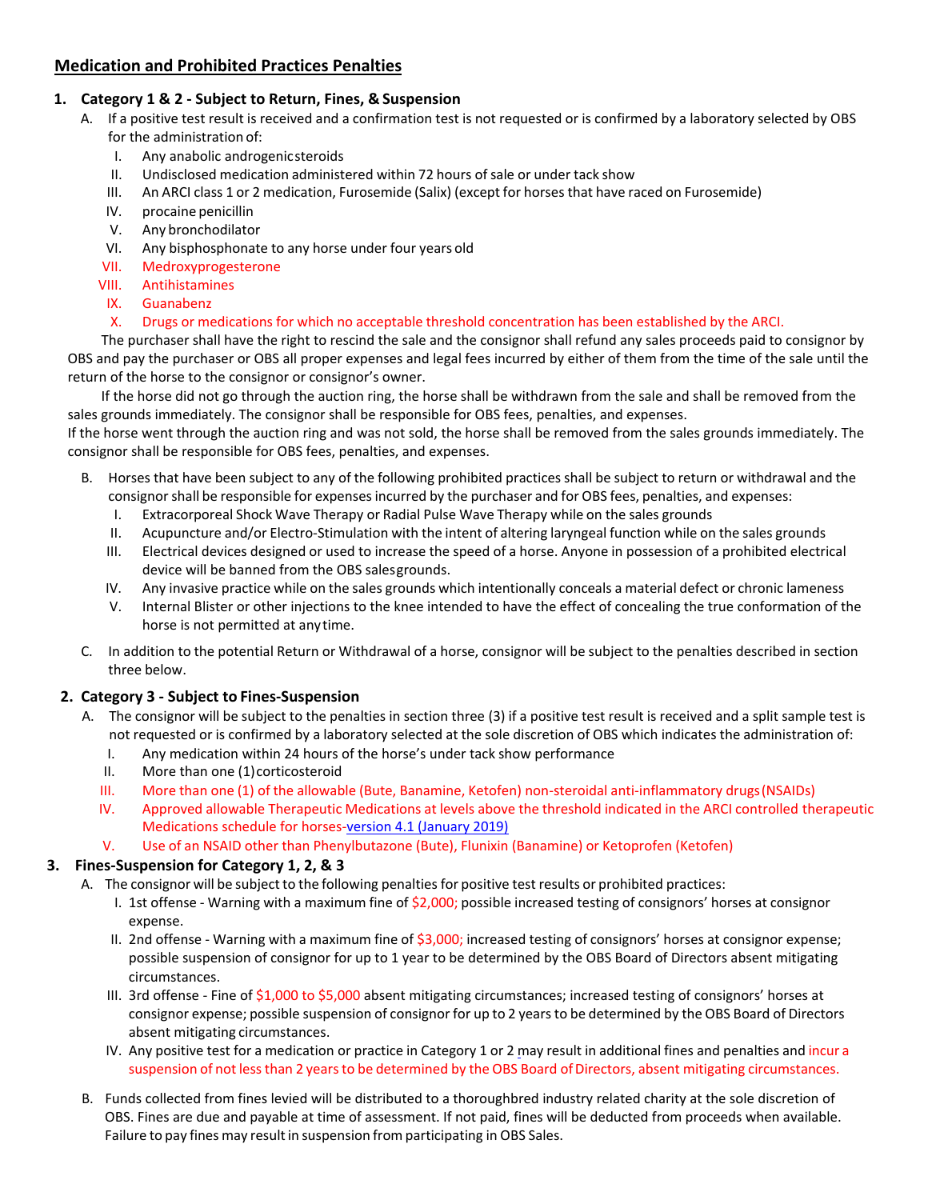## Medication and Prohibited Practices Penalties

1. **Category 1 & 2 - Subject to Return, Fines, & Suspension**

   A. If a positive test result is received and a confirmation test is not requested or is confirmed by a laboratory selected by OBS for the administration of:

      I. Any anabolic androgenic steroids
      II. Undisclosed medication administered within 72 hours of sale or under tack show
      III. An ARCI class 1 or 2 medication, Furosemide (Salix) (except for horses that have raced on Furosemide)
      IV. procaine penicillin
      V. Any bronchodilator
      VI. Any bisphosphonate to any horse under four years old
      VII. Medroxyprogesterone
      VIII. Antihistamines
      IX. Guanabenz
      X. Drugs or medications for which no acceptable threshold concentration has been established by the ARCI.

   The purchaser shall have the right to rescind the sale and the consignor shall refund any sales proceeds paid to consignor by OBS and pay the purchaser or OBS all proper expenses and legal fees incurred by either of them from the time of the sale until the return of the horse to the consignor or consignor's owner.

   If the horse did not go through the auction ring, the horse shall be withdrawn from the sale and shall be removed from the sales grounds immediately. The consignor shall be responsible for OBS fees, penalties, and expenses.

   If the horse went through the auction ring and was not sold, the horse shall be removed from the sales grounds immediately. The consignor shall be responsible for OBS fees, penalties, and expenses.

   B. Horses that have been subject to any of the following prohibited practices shall be subject to return or withdrawal and the consignor shall be responsible for expenses incurred by the purchaser and for OBS fees, penalties, and expenses:

      I. Extracorporeal Shock Wave Therapy or Radial Pulse Wave Therapy while on the sales grounds
      II. Acupuncture and/or Electro-Stimulation with the intent of altering laryngeal function while on the sales grounds
      III. Electrical devices designed or used to increase the speed of a horse. Anyone in possession of a prohibited electrical device will be banned from the OBS sales grounds.
      IV. Any invasive practice while on the sales grounds which intentionally conceals a material defect or chronic lameness
      V. Internal Blister or other injections to the knee intended to have the effect of concealing the true conformation of the horse is not permitted at any time.

   C. In addition to the potential Return or Withdrawal of a horse, consignor will be subject to the penalties described in section three below.

2. **Category 3 - Subject to Fines-Suspension**

   A. The consignor will be subject to the penalties in section three (3) if a positive test result is received and a split sample test is not requested or is confirmed by a laboratory selected at the sole discretion of OBS which indicates the administration of:

      I. Any medication within 24 hours of the horse's under tack show performance
      II. More than one (1) corticosteroid
      III. More than one (1) of the allowable (Bute, Banamine, Ketofen) non-steroidal anti-inflammatory drugs (NSAIDs)
      IV. Approved allowable Therapeutic Medications at levels above the threshold indicated in the ARCI controlled therapeutic Medications schedule for horses-version 4.1 (January 2019)
      V. Use of an NSAID other than Phenylbutazone (Bute), Flunixin (Banamine) or Ketoprofen (Ketofen)

3. **Fines-Suspension for Category 1, 2, & 3**

   A. The consignor will be subject to the following penalties for positive test results or prohibited practices:

      I. 1st offense - Warning with a maximum fine of $2,000; possible increased testing of consignors' horses at consignor expense.
      II. 2nd offense - Warning with a maximum fine of $3,000; increased testing of consignors' horses at consignor expense; possible suspension of consignor for up to 1 year to be determined by the OBS Board of Directors absent mitigating circumstances.
      III. 3rd offense - Fine of $1,000 to $5,000 absent mitigating circumstances; increased testing of consignors' horses at consignor expense; possible suspension of consignor for up to 2 years to be determined by the OBS Board of Directors absent mitigating circumstances.
      IV. Any positive test for a medication or practice in Category 1 or 2 may result in additional fines and penalties and incur a suspension of not less than 2 years to be determined by the OBS Board of Directors, absent mitigating circumstances.

   B. Funds collected from fines levied will be distributed to a thoroughbred industry related charity at the sole discretion of OBS. Fines are due and payable at time of assessment. If not paid, fines will be deducted from proceeds when available. Failure to pay fines may result in suspension from participating in OBS Sales.